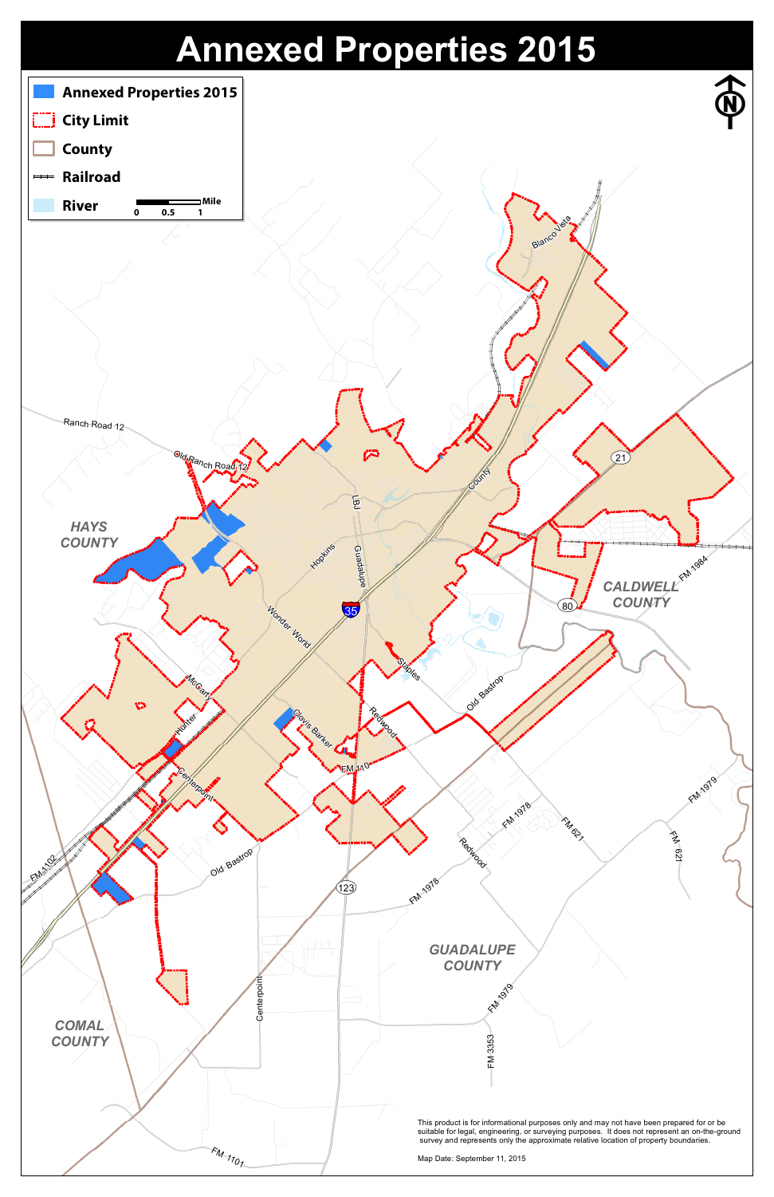# Annexed Properties 2015

Annexed Properties 2015

City Limit

County

Railroad

River

Mile

0 0.5 1

N

HAYS COUNTY

CALDWELL COUNTY

GUADALUPE COUNTY

COMAL COUNTY

Ranch Road 12

Old Ranch Road 12

Blanco Vista

County

LBJ

Guadalupe

Hopkins

Wonder World

35

Staples

McCarty

Hunter

Clovis Barker

Redwood

FM 110

Centerpoint

Old Bastrop

21

80

FM 1984

FM 1102

123

FM 1978

FM 621

FM 1979

FM 3353

FM 1101

This product is for informational purposes only and may not have been prepared for or be suitable for legal, engineering, or surveying purposes. It does not represent an on-the-ground survey and represents only the approximate relative location of property boundaries.

Map Date: September 11, 2015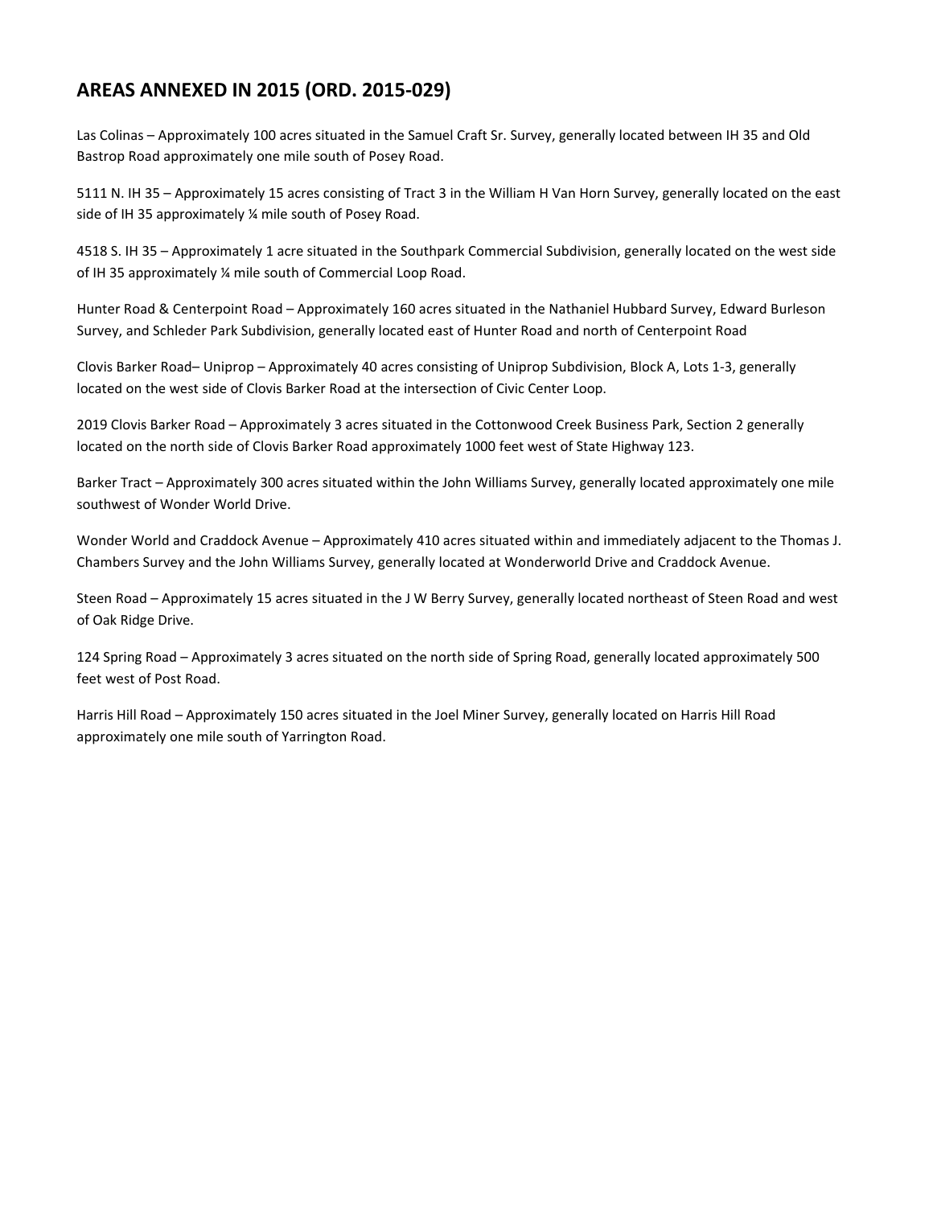## AREAS ANNEXED IN 2015 (ORD. 2015-029)

Las Colinas – Approximately 100 acres situated in the Samuel Craft Sr. Survey, generally located between IH 35 and Old Bastrop Road approximately one mile south of Posey Road.

5111 N. IH 35 – Approximately 15 acres consisting of Tract 3 in the William H Van Horn Survey, generally located on the east side of IH 35 approximately ¼ mile south of Posey Road.

4518 S. IH 35 – Approximately 1 acre situated in the Southpark Commercial Subdivision, generally located on the west side of IH 35 approximately ¼ mile south of Commercial Loop Road.

Hunter Road & Centerpoint Road – Approximately 160 acres situated in the Nathaniel Hubbard Survey, Edward Burleson Survey, and Schleder Park Subdivision, generally located east of Hunter Road and north of Centerpoint Road

Clovis Barker Road– Uniprop – Approximately 40 acres consisting of Uniprop Subdivision, Block A, Lots 1-3, generally located on the west side of Clovis Barker Road at the intersection of Civic Center Loop.

2019 Clovis Barker Road – Approximately 3 acres situated in the Cottonwood Creek Business Park, Section 2 generally located on the north side of Clovis Barker Road approximately 1000 feet west of State Highway 123.

Barker Tract – Approximately 300 acres situated within the John Williams Survey, generally located approximately one mile southwest of Wonder World Drive.

Wonder World and Craddock Avenue – Approximately 410 acres situated within and immediately adjacent to the Thomas J. Chambers Survey and the John Williams Survey, generally located at Wonderworld Drive and Craddock Avenue.

Steen Road – Approximately 15 acres situated in the J W Berry Survey, generally located northeast of Steen Road and west of Oak Ridge Drive.

124 Spring Road – Approximately 3 acres situated on the north side of Spring Road, generally located approximately 500 feet west of Post Road.

Harris Hill Road – Approximately 150 acres situated in the Joel Miner Survey, generally located on Harris Hill Road approximately one mile south of Yarrington Road.